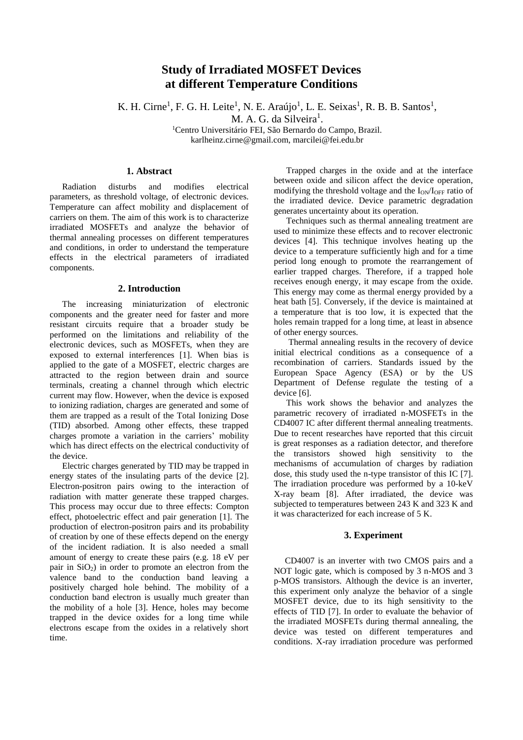# Study of Irradiated MOSFET Devices at different Temperature Conditions

K. H. Cirne[1], F. G. H. Leite[1], N. E. Araújo[1], L. E. Seixas[1], R. B. B. Santos[1], M. A. G. da Silveira[1].

[1]Centro Universitário FEI, São Bernardo do Campo, Brazil.
karlheinz.cirne@gmail.com, marcilei@fei.edu.br

## 1. Abstract

Radiation disturbs and modifies electrical parameters, as threshold voltage, of electronic devices. Temperature can affect mobility and displacement of carriers on them. The aim of this work is to characterize irradiated MOSFETs and analyze the behavior of thermal annealing processes on different temperatures and conditions, in order to understand the temperature effects in the electrical parameters of irradiated components.

## 2. Introduction

The increasing miniaturization of electronic components and the greater need for faster and more resistant circuits require that a broader study be performed on the limitations and reliability of the electronic devices, such as MOSFETs, when they are exposed to external interferences [1]. When bias is applied to the gate of a MOSFET, electric charges are attracted to the region between drain and source terminals, creating a channel through which electric current may flow. However, when the device is exposed to ionizing radiation, charges are generated and some of them are trapped as a result of the Total Ionizing Dose (TID) absorbed. Among other effects, these trapped charges promote a variation in the carriers' mobility which has direct effects on the electrical conductivity of the device.

Electric charges generated by TID may be trapped in energy states of the insulating parts of the device [2]. Electron-positron pairs owing to the interaction of radiation with matter generate these trapped charges. This process may occur due to three effects: Compton effect, photoelectric effect and pair generation [1]. The production of electron-positron pairs and its probability of creation by one of these effects depend on the energy of the incident radiation. It is also needed a small amount of energy to create these pairs (e.g. 18 eV per pair in $SiO_2$) in order to promote an electron from the valence band to the conduction band leaving a positively charged hole behind. The mobility of a conduction band electron is usually much greater than the mobility of a hole [3]. Hence, holes may become trapped in the device oxides for a long time while electrons escape from the oxides in a relatively short time.

Trapped charges in the oxide and at the interface between oxide and silicon affect the device operation, modifying the threshold voltage and the $I_{ON}/I_{OFF}$ ratio of the irradiated device. Device parametric degradation generates uncertainty about its operation.

Techniques such as thermal annealing treatment are used to minimize these effects and to recover electronic devices [4]. This technique involves heating up the device to a temperature sufficiently high and for a time period long enough to promote the rearrangement of earlier trapped charges. Therefore, if a trapped hole receives enough energy, it may escape from the oxide. This energy may come as thermal energy provided by a heat bath [5]. Conversely, if the device is maintained at a temperature that is too low, it is expected that the holes remain trapped for a long time, at least in absence of other energy sources.

Thermal annealing results in the recovery of device initial electrical conditions as a consequence of a recombination of carriers. Standards issued by the European Space Agency (ESA) or by the US Department of Defense regulate the testing of a device [6].

This work shows the behavior and analyzes the parametric recovery of irradiated n-MOSFETs in the CD4007 IC after different thermal annealing treatments. Due to recent researches have reported that this circuit is great responses as a radiation detector, and therefore the transistors showed high sensitivity to the mechanisms of accumulation of charges by radiation dose, this study used the n-type transistor of this IC [7]. The irradiation procedure was performed by a 10-keV X-ray beam [8]. After irradiated, the device was subjected to temperatures between 243 K and 323 K and it was characterized for each increase of 5 K.

## 3. Experiment

CD4007 is an inverter with two CMOS pairs and a NOT logic gate, which is composed by 3 n-MOS and 3 p-MOS transistors. Although the device is an inverter, this experiment only analyze the behavior of a single MOSFET device, due to its high sensitivity to the effects of TID [7]. In order to evaluate the behavior of the irradiated MOSFETs during thermal annealing, the device was tested on different temperatures and conditions. X-ray irradiation procedure was performed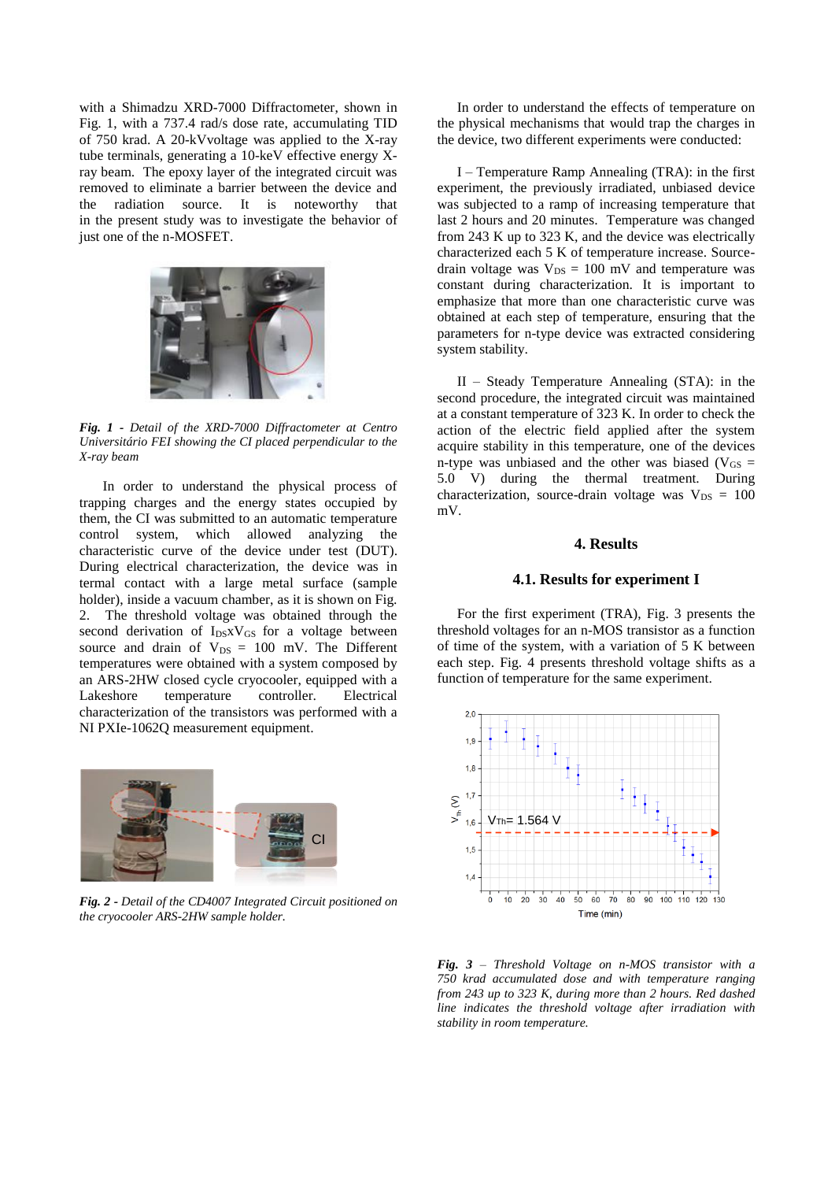with a Shimadzu XRD-7000 Diffractometer, shown in Fig. 1, with a 737.4 rad/s dose rate, accumulating TID of 750 krad. A 20-kVvoltage was applied to the X-ray tube terminals, generating a 10-keV effective energy X-ray beam. The epoxy layer of the integrated circuit was removed to eliminate a barrier between the device and the radiation source. It is noteworthy that in the present study was to investigate the behavior of just one of the n-MOSFET.

***Fig. 1** - Detail of the XRD-7000 Diffractometer at Centro Universitário FEI showing the CI placed perpendicular to the X-ray beam*

In order to understand the physical process of trapping charges and the energy states occupied by them, the CI was submitted to an automatic temperature control system, which allowed analyzing the characteristic curve of the device under test (DUT). During electrical characterization, the device was in termal contact with a large metal surface (sample holder), inside a vacuum chamber, as it is shown on Fig. 2. The threshold voltage was obtained through the second derivation of $I_{DS}$x$V_{GS}$ for a voltage between source and drain of $V_{DS}$ = 100 mV. The Different temperatures were obtained with a system composed by an ARS-2HW closed cycle cryocooler, equipped with a Lakeshore temperature controller. Electrical characterization of the transistors was performed with a NI PXIe-1062Q measurement equipment.

***Fig. 2** - Detail of the CD4007 Integrated Circuit positioned on the cryocooler ARS-2HW sample holder.*

In order to understand the effects of temperature on the physical mechanisms that would trap the charges in the device, two different experiments were conducted:

I – Temperature Ramp Annealing (TRA): in the first experiment, the previously irradiated, unbiased device was subjected to a ramp of increasing temperature that last 2 hours and 20 minutes. Temperature was changed from 243 K up to 323 K, and the device was electrically characterized each 5 K of temperature increase. Source-drain voltage was $V_{DS}$ = 100 mV and temperature was constant during characterization. It is important to emphasize that more than one characteristic curve was obtained at each step of temperature, ensuring that the parameters for n-type device was extracted considering system stability.

II – Steady Temperature Annealing (STA): in the second procedure, the integrated circuit was maintained at a constant temperature of 323 K. In order to check the action of the electric field applied after the system acquire stability in this temperature, one of the devices n-type was unbiased and the other was biased ($V_{GS}$ = 5.0 V) during the thermal treatment. During characterization, source-drain voltage was $V_{DS}$ = 100 mV.

## 4. Results

### 4.1. Results for experiment I

For the first experiment (TRA), Fig. 3 presents the threshold voltages for an n-MOS transistor as a function of time of the system, with a variation of 5 K between each step. Fig. 4 presents threshold voltage shifts as a function of temperature for the same experiment.

***Fig. 3** – Threshold Voltage on n-MOS transistor with a 750 krad accumulated dose and with temperature ranging from 243 up to 323 K, during more than 2 hours. Red dashed line indicates the threshold voltage after irradiation with stability in room temperature.*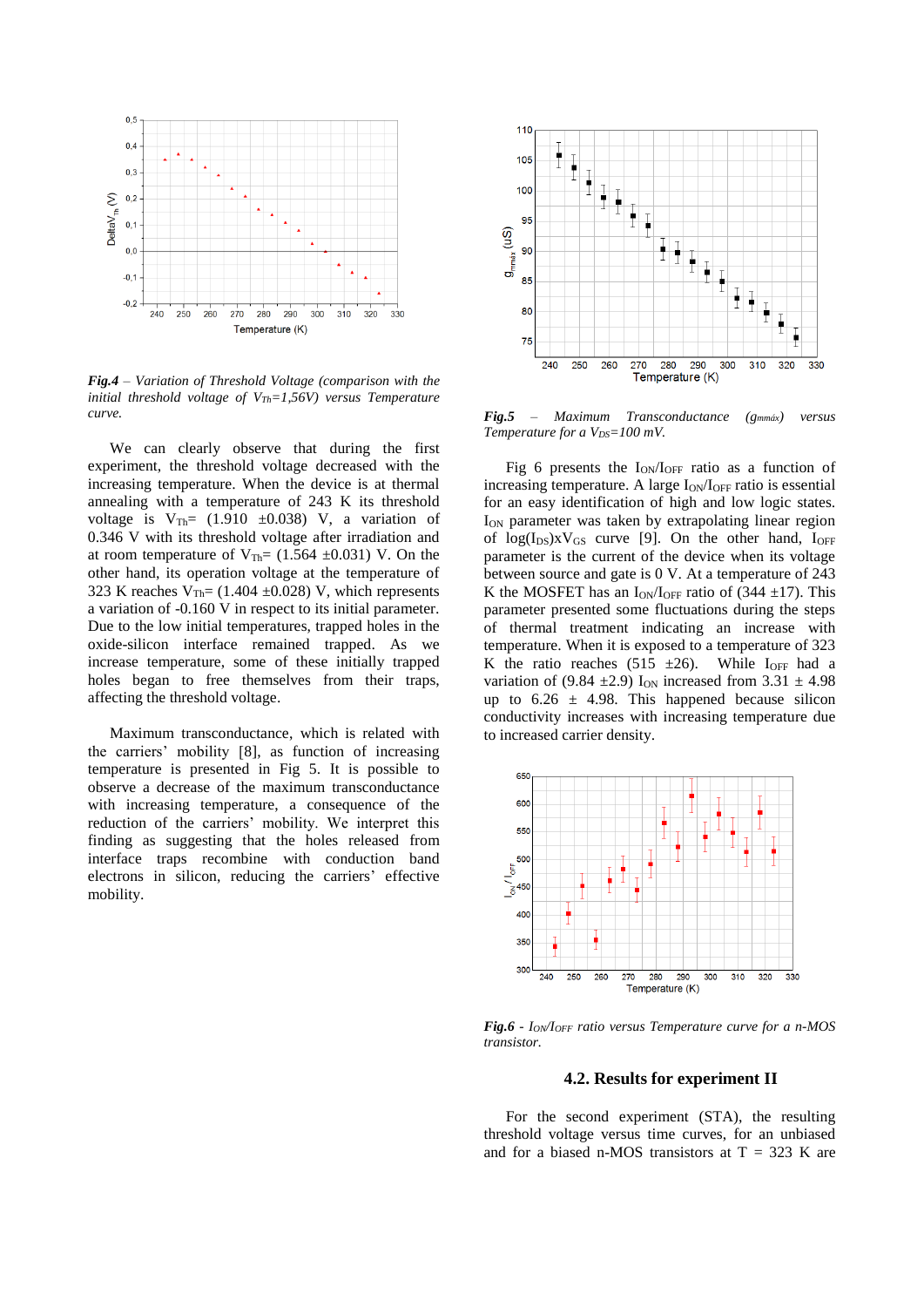***Fig.4*** *– Variation of Threshold Voltage (comparison with the initial threshold voltage of $V_{Th}$=1,56V) versus Temperature curve.*

We can clearly observe that during the first experiment, the threshold voltage decreased with the increasing temperature. When the device is at thermal annealing with a temperature of 243 K its threshold voltage is $V_{Th}$= (1.910 ±0.038) V, a variation of 0.346 V with its threshold voltage after irradiation and at room temperature of $V_{Th}$= (1.564 ±0.031) V. On the other hand, its operation voltage at the temperature of 323 K reaches $V_{Th}$= (1.404 ±0.028) V, which represents a variation of -0.160 V in respect to its initial parameter. Due to the low initial temperatures, trapped holes in the oxide-silicon interface remained trapped. As we increase temperature, some of these initially trapped holes began to free themselves from their traps, affecting the threshold voltage.

Maximum transconductance, which is related with the carriers' mobility [8], as function of increasing temperature is presented in Fig 5. It is possible to observe a decrease of the maximum transconductance with increasing temperature, a consequence of the reduction of the carriers' mobility. We interpret this finding as suggesting that the holes released from interface traps recombine with conduction band electrons in silicon, reducing the carriers' effective mobility.

***Fig.5*** *– Maximum Transconductance ($g_{mmáx}$) versus Temperature for a $V_{DS}$=100 mV.*

Fig 6 presents the $I_{ON}/I_{OFF}$ ratio as a function of increasing temperature. A large $I_{ON}/I_{OFF}$ ratio is essential for an easy identification of high and low logic states. $I_{ON}$ parameter was taken by extrapolating linear region of $\log(I_{DS})xV_{GS}$ curve [9]. On the other hand, $I_{OFF}$ parameter is the current of the device when its voltage between source and gate is 0 V. At a temperature of 243 K the MOSFET has an $I_{ON}/I_{OFF}$ ratio of (344 ±17). This parameter presented some fluctuations during the steps of thermal treatment indicating an increase with temperature. When it is exposed to a temperature of 323 K the ratio reaches (515 ±26). While $I_{OFF}$ had a variation of (9.84 ±2.9) $I_{ON}$ increased from 3.31 ± 4.98 up to 6.26 ± 4.98. This happened because silicon conductivity increases with increasing temperature due to increased carrier density.

***Fig.6*** *- $I_{ON}/I_{OFF}$ ratio versus Temperature curve for a n-MOS transistor.*

### 4.2. Results for experiment II

For the second experiment (STA), the resulting threshold voltage versus time curves, for an unbiased and for a biased n-MOS transistors at T = 323 K are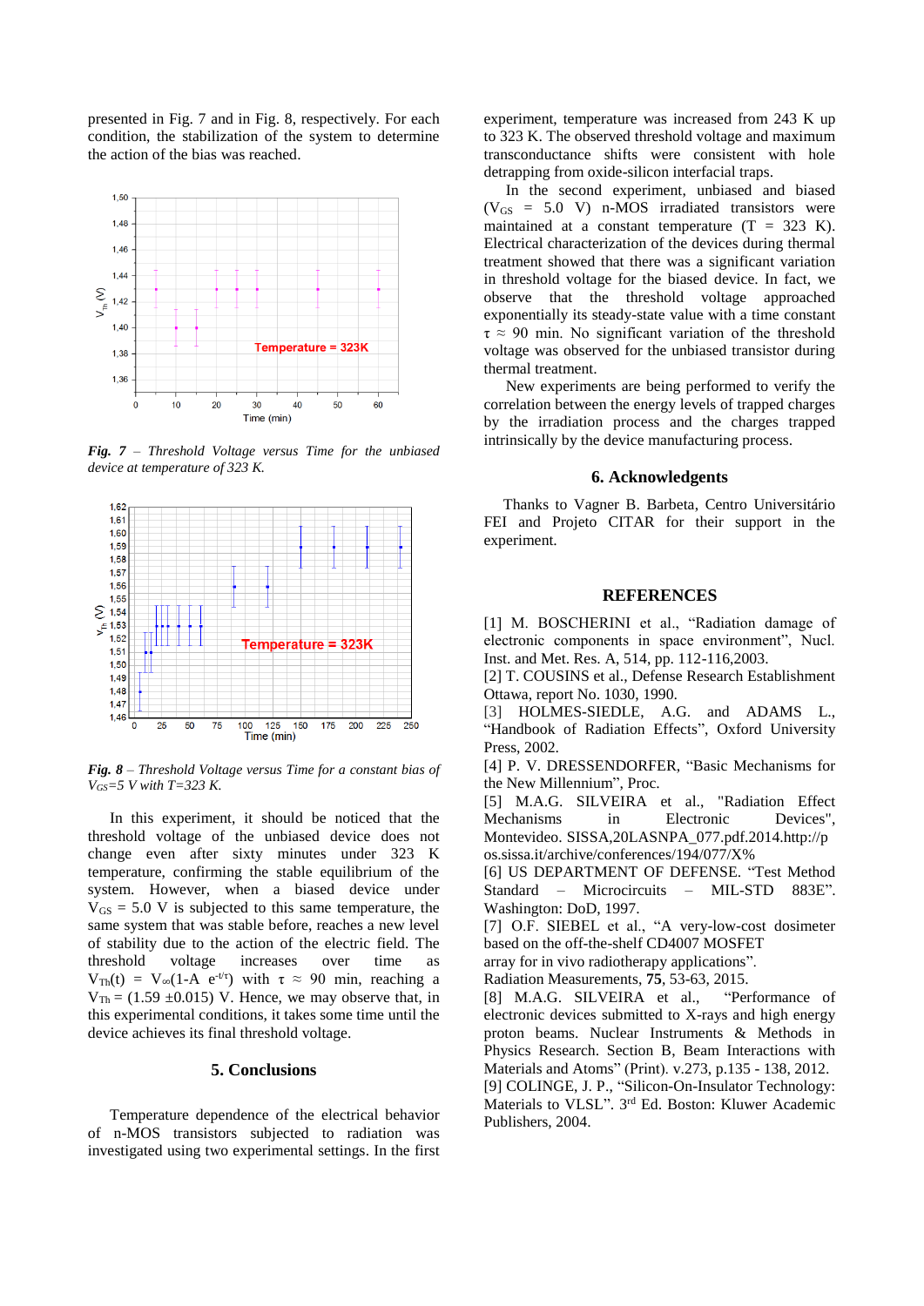presented in Fig. 7 and in Fig. 8, respectively. For each condition, the stabilization of the system to determine the action of the bias was reached.

1,50
1,48
1,46
1,44
1,42
1,40
1,38
1,36
$V_{Th}$ (V)
0 10 20 30 40 50 60
Time (min)
Temperature = 323K

*Fig. 7 – Threshold Voltage versus Time for the unbiased device at temperature of 323 K.*

1,62
1,61
1,60
1,59
1,58
1,57
1,56
1,55
1,54
1,53
1,52
1,51
1,50
1,49
1,48
1,47
1,46
$V_{Th}$ (V)
0 25 50 75 100 125 150 175 200 225 250
Time (min)
Temperature = 323K

***Fig. 8** – Threshold Voltage versus Time for a constant bias of $V_{GS}$=5 V with T=323 K.*

In this experiment, it should be noticed that the threshold voltage of the unbiased device does not change even after sixty minutes under 323 K temperature, confirming the stable equilibrium of the system. However, when a biased device under $V_{GS}$ = 5.0 V is subjected to this same temperature, the same system that was stable before, reaches a new level of stability due to the action of the electric field. The threshold voltage increases over time as $V_{Th}(t) = V_{\infty}(1\text{-}A\ e^{-t/\tau})$ with $\tau \approx 90$ min, reaching a $V_{Th}$ = (1.59 ±0.015) V. Hence, we may observe that, in this experimental conditions, it takes some time until the device achieves its final threshold voltage.

## 5. Conclusions

Temperature dependence of the electrical behavior of n-MOS transistors subjected to radiation was investigated using two experimental settings. In the first experiment, temperature was increased from 243 K up to 323 K. The observed threshold voltage and maximum transconductance shifts were consistent with hole detrapping from oxide-silicon interfacial traps.

In the second experiment, unbiased and biased ($V_{GS}$ = 5.0 V) n-MOS irradiated transistors were maintained at a constant temperature (T = 323 K). Electrical characterization of the devices during thermal treatment showed that there was a significant variation in threshold voltage for the biased device. In fact, we observe that the threshold voltage approached exponentially its steady-state value with a time constant $\tau \approx 90$ min. No significant variation of the threshold voltage was observed for the unbiased transistor during thermal treatment.

New experiments are being performed to verify the correlation between the energy levels of trapped charges by the irradiation process and the charges trapped intrinsically by the device manufacturing process.

## 6. Acknowledgents

Thanks to Vagner B. Barbeta, Centro Universitário FEI and Projeto CITAR for their support in the experiment.

## REFERENCES

[1] M. BOSCHERINI et al., “Radiation damage of electronic components in space environment”, Nucl. Inst. and Met. Res. A, 514, pp. 112-116,2003.
[2] T. COUSINS et al., Defense Research Establishment Ottawa, report No. 1030, 1990.
[3] HOLMES-SIEDLE, A.G. and ADAMS L., “Handbook of Radiation Effects”, Oxford University Press, 2002.
[4] P. V. DRESSENDORFER, “Basic Mechanisms for the New Millennium”, Proc.
[5] M.A.G. SILVEIRA et al., "Radiation Effect Mechanisms in Electronic Devices", Montevideo. SISSA,20LASNPA_077.pdf.2014.http://pos.sissa.it/archive/conferences/194/077/X%
[6] US DEPARTMENT OF DEFENSE. “Test Method Standard – Microcircuits – MIL-STD 883E”. Washington: DoD, 1997.
[7] O.F. SIEBEL et al., “A very-low-cost dosimeter based on the off-the-shelf CD4007 MOSFET array for in vivo radiotherapy applications”. Radiation Measurements, **75**, 53-63, 2015.
[8] M.A.G. SILVEIRA et al., “Performance of electronic devices submitted to X-rays and high energy proton beams. Nuclear Instruments & Methods in Physics Research. Section B, Beam Interactions with Materials and Atoms” (Print). v.273, p.135 - 138, 2012.
[9] COLINGE, J. P., “Silicon-On-Insulator Technology: Materials to VLSL”. 3rd Ed. Boston: Kluwer Academic Publishers, 2004.